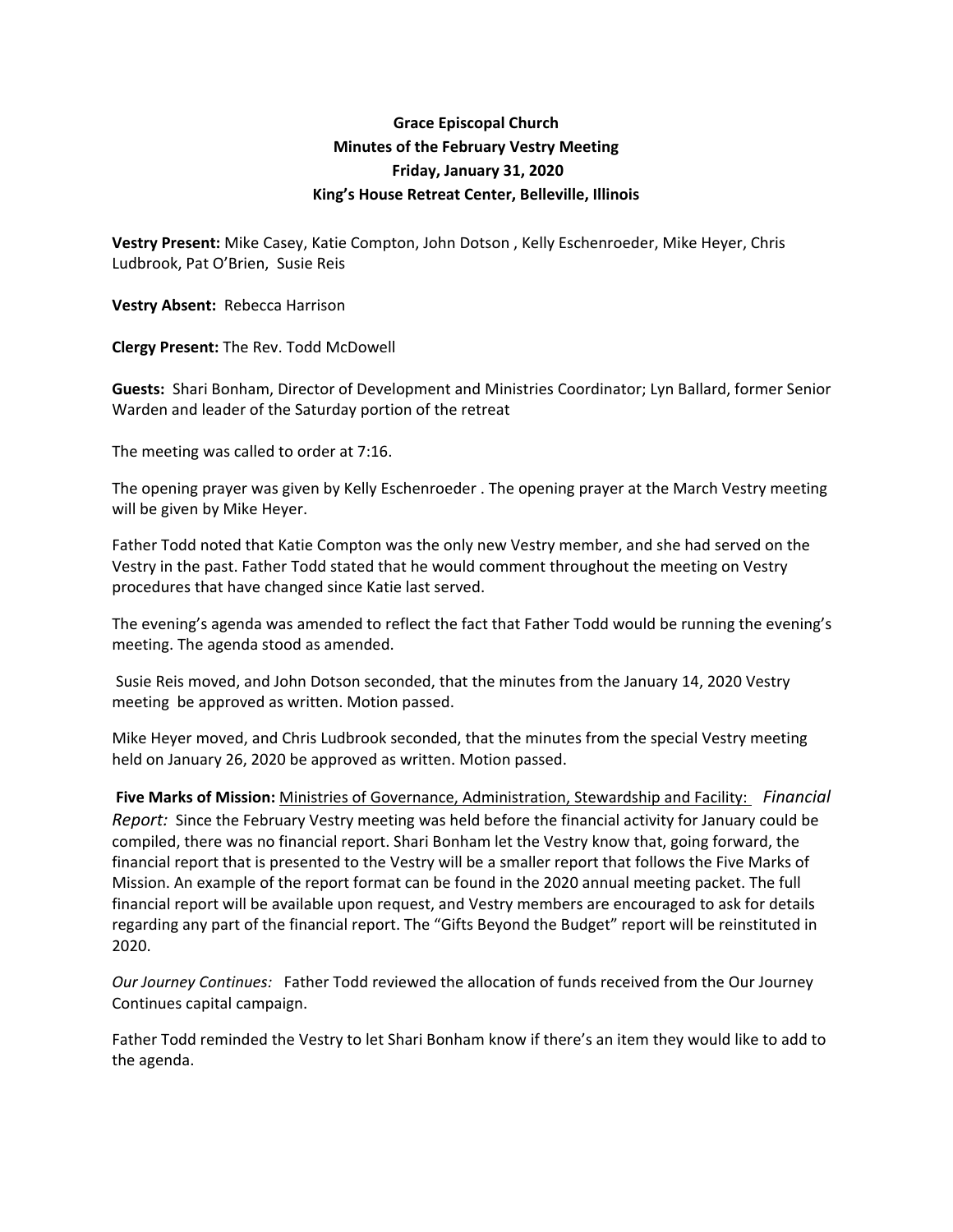**Grace Episcopal Church**
**Minutes of the February Vestry Meeting**
**Friday, January 31, 2020**
**King's House Retreat Center, Belleville, Illinois**

**Vestry Present:** Mike Casey, Katie Compton, John Dotson , Kelly Eschenroeder, Mike Heyer, Chris Ludbrook, Pat O'Brien, Susie Reis

**Vestry Absent:** Rebecca Harrison

**Clergy Present:** The Rev. Todd McDowell

**Guests:** Shari Bonham, Director of Development and Ministries Coordinator; Lyn Ballard, former Senior Warden and leader of the Saturday portion of the retreat

The meeting was called to order at 7:16.

The opening prayer was given by Kelly Eschenroeder . The opening prayer at the March Vestry meeting will be given by Mike Heyer.

Father Todd noted that Katie Compton was the only new Vestry member, and she had served on the Vestry in the past. Father Todd stated that he would comment throughout the meeting on Vestry procedures that have changed since Katie last served.

The evening's agenda was amended to reflect the fact that Father Todd would be running the evening's meeting. The agenda stood as amended.

Susie Reis moved, and John Dotson seconded, that the minutes from the January 14, 2020 Vestry meeting be approved as written. Motion passed.

Mike Heyer moved, and Chris Ludbrook seconded, that the minutes from the special Vestry meeting held on January 26, 2020 be approved as written. Motion passed.

**Five Marks of Mission:** Ministries of Governance, Administration, Stewardship and Facility: *Financial Report:* Since the February Vestry meeting was held before the financial activity for January could be compiled, there was no financial report. Shari Bonham let the Vestry know that, going forward, the financial report that is presented to the Vestry will be a smaller report that follows the Five Marks of Mission. An example of the report format can be found in the 2020 annual meeting packet. The full financial report will be available upon request, and Vestry members are encouraged to ask for details regarding any part of the financial report. The "Gifts Beyond the Budget" report will be reinstituted in 2020.

*Our Journey Continues:* Father Todd reviewed the allocation of funds received from the Our Journey Continues capital campaign.

Father Todd reminded the Vestry to let Shari Bonham know if there's an item they would like to add to the agenda.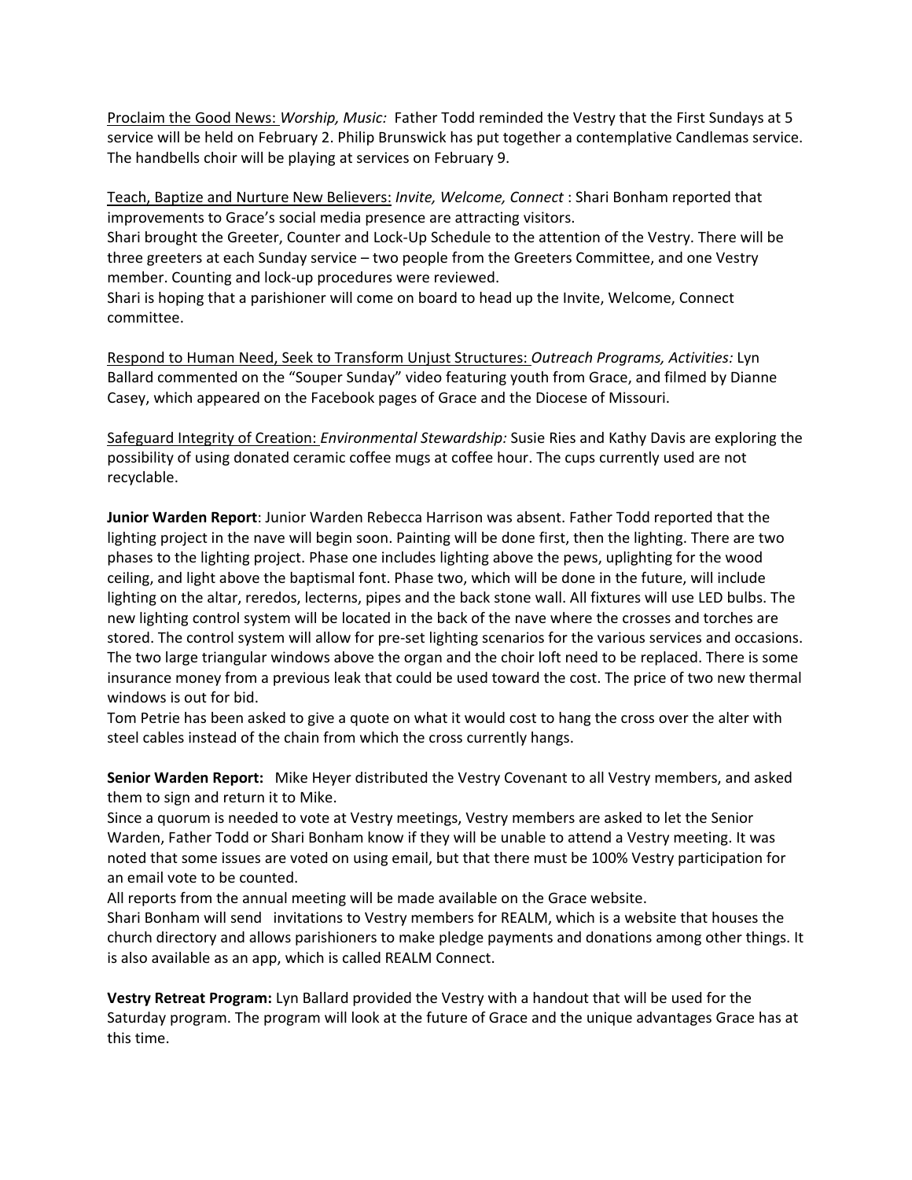<u>Proclaim the Good News:</u> *Worship, Music:* Father Todd reminded the Vestry that the First Sundays at 5 service will be held on February 2. Philip Brunswick has put together a contemplative Candlemas service. The handbells choir will be playing at services on February 9.

<u>Teach, Baptize and Nurture New Believers:</u> *Invite, Welcome, Connect* : Shari Bonham reported that improvements to Grace's social media presence are attracting visitors.
Shari brought the Greeter, Counter and Lock-Up Schedule to the attention of the Vestry. There will be three greeters at each Sunday service – two people from the Greeters Committee, and one Vestry member. Counting and lock-up procedures were reviewed.
Shari is hoping that a parishioner will come on board to head up the Invite, Welcome, Connect committee.

<u>Respond to Human Need, Seek to Transform Unjust Structures:</u> *Outreach Programs, Activities:* Lyn Ballard commented on the "Souper Sunday" video featuring youth from Grace, and filmed by Dianne Casey, which appeared on the Facebook pages of Grace and the Diocese of Missouri.

<u>Safeguard Integrity of Creation:</u> *Environmental Stewardship:* Susie Ries and Kathy Davis are exploring the possibility of using donated ceramic coffee mugs at coffee hour. The cups currently used are not recyclable.

**Junior Warden Report**: Junior Warden Rebecca Harrison was absent. Father Todd reported that the lighting project in the nave will begin soon. Painting will be done first, then the lighting. There are two phases to the lighting project. Phase one includes lighting above the pews, uplighting for the wood ceiling, and light above the baptismal font. Phase two, which will be done in the future, will include lighting on the altar, reredos, lecterns, pipes and the back stone wall. All fixtures will use LED bulbs. The new lighting control system will be located in the back of the nave where the crosses and torches are stored. The control system will allow for pre-set lighting scenarios for the various services and occasions. The two large triangular windows above the organ and the choir loft need to be replaced. There is some insurance money from a previous leak that could be used toward the cost. The price of two new thermal windows is out for bid.
Tom Petrie has been asked to give a quote on what it would cost to hang the cross over the alter with steel cables instead of the chain from which the cross currently hangs.

**Senior Warden Report:** Mike Heyer distributed the Vestry Covenant to all Vestry members, and asked them to sign and return it to Mike.
Since a quorum is needed to vote at Vestry meetings, Vestry members are asked to let the Senior Warden, Father Todd or Shari Bonham know if they will be unable to attend a Vestry meeting. It was noted that some issues are voted on using email, but that there must be 100% Vestry participation for an email vote to be counted.
All reports from the annual meeting will be made available on the Grace website.
Shari Bonham will send invitations to Vestry members for REALM, which is a website that houses the church directory and allows parishioners to make pledge payments and donations among other things. It is also available as an app, which is called REALM Connect.

**Vestry Retreat Program:** Lyn Ballard provided the Vestry with a handout that will be used for the Saturday program. The program will look at the future of Grace and the unique advantages Grace has at this time.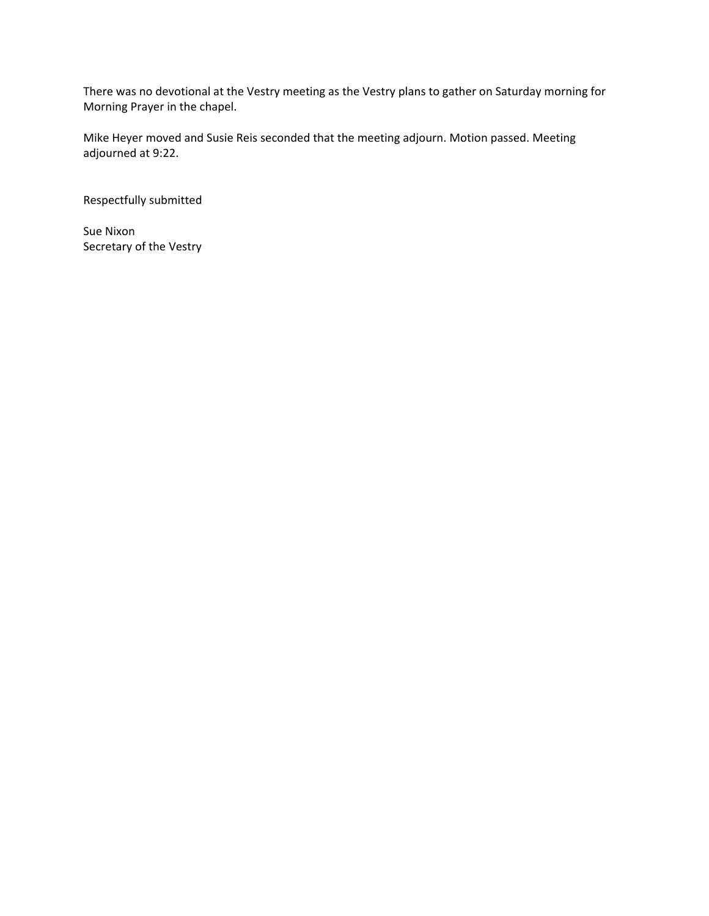There was no devotional at the Vestry meeting as the Vestry plans to gather on Saturday morning for Morning Prayer in the chapel.

Mike Heyer moved and Susie Reis seconded that the meeting adjourn. Motion passed. Meeting adjourned at 9:22.

Respectfully submitted

Sue Nixon  
Secretary of the Vestry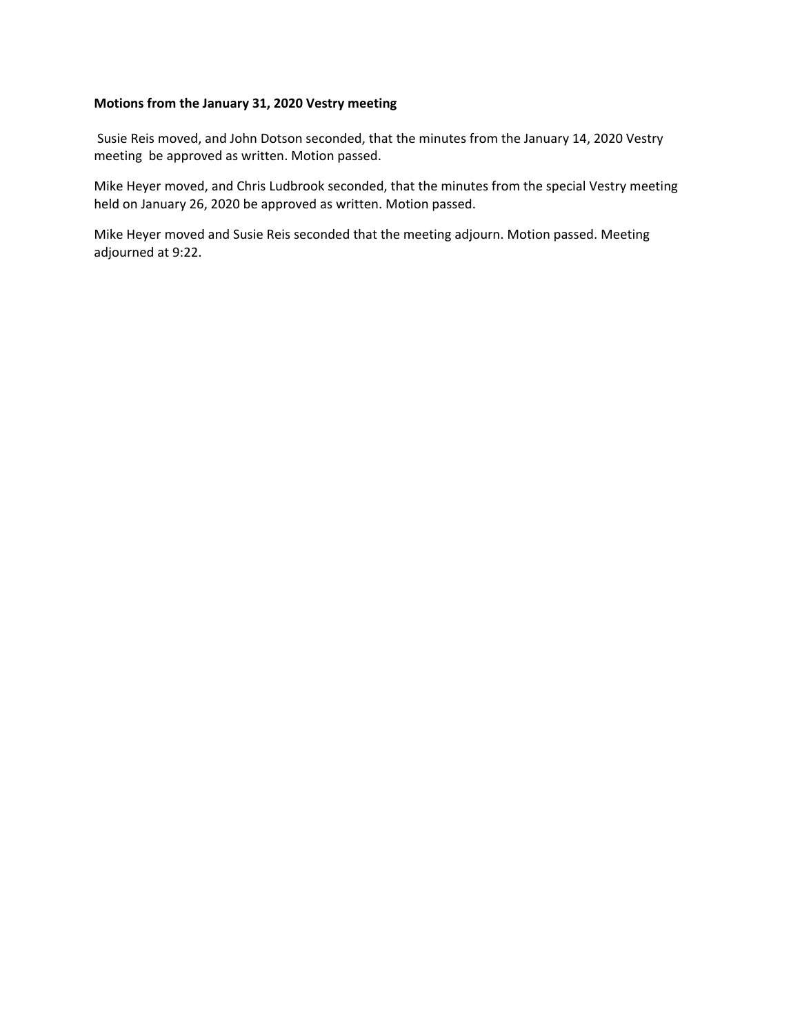**Motions from the January 31, 2020 Vestry meeting**

Susie Reis moved, and John Dotson seconded, that the minutes from the January 14, 2020 Vestry meeting be approved as written. Motion passed.

Mike Heyer moved, and Chris Ludbrook seconded, that the minutes from the special Vestry meeting held on January 26, 2020 be approved as written. Motion passed.

Mike Heyer moved and Susie Reis seconded that the meeting adjourn. Motion passed. Meeting adjourned at 9:22.